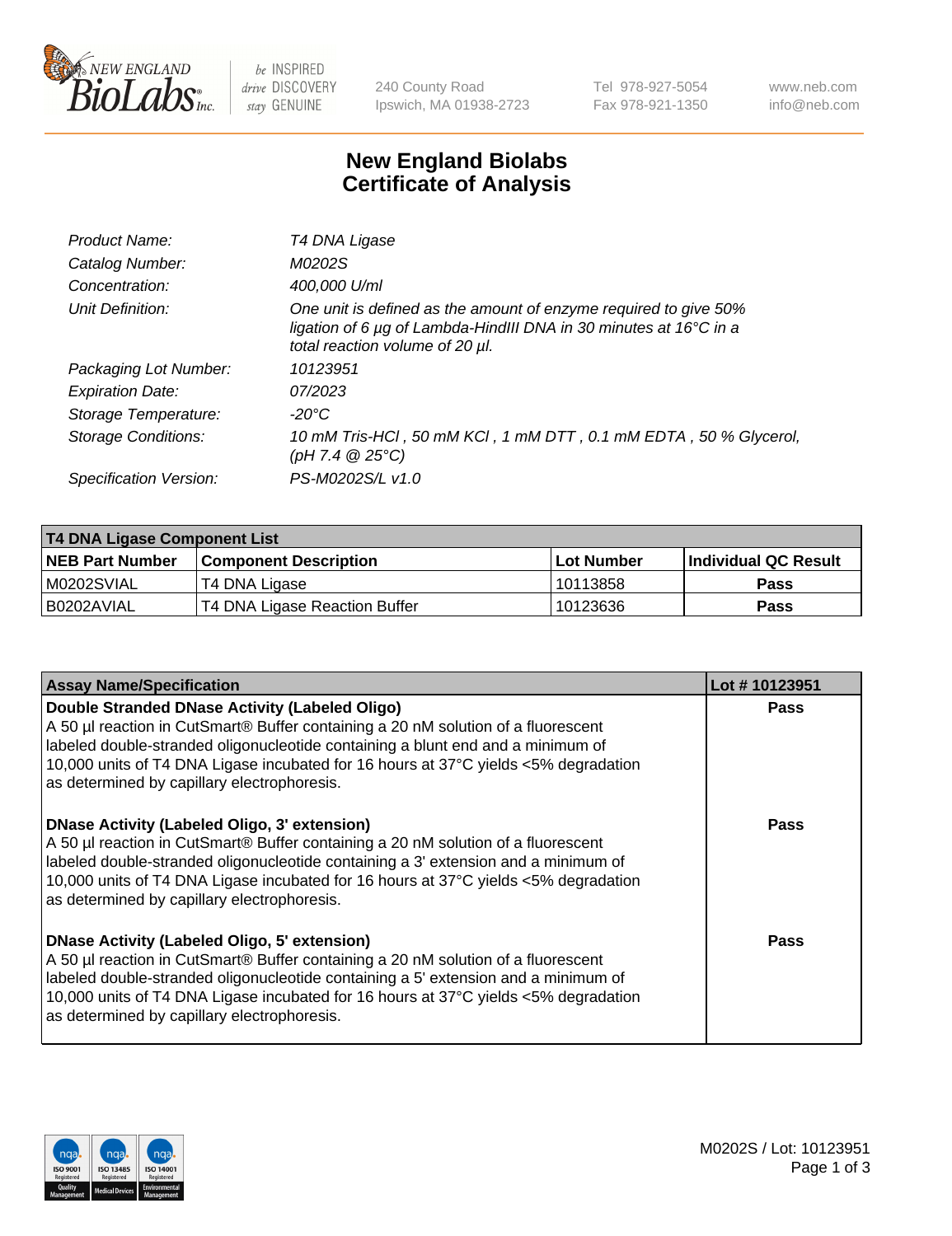# New England Biolabs
# Certificate of Analysis

| | |
|---|---|
| *Product Name:* | *T4 DNA Ligase* |
| *Catalog Number:* | *M0202S* |
| *Concentration:* | *400,000 U/ml* |
| *Unit Definition:* | *One unit is defined as the amount of enzyme required to give 50% ligation of 6 µg of Lambda-HindIII DNA in 30 minutes at 16°C in a total reaction volume of 20 µl.* |
| *Packaging Lot Number:* | *10123951* |
| *Expiration Date:* | *07/2023* |
| *Storage Temperature:* | *-20°C* |
| *Storage Conditions:* | *10 mM Tris-HCl , 50 mM KCl , 1 mM DTT , 0.1 mM EDTA , 50 % Glycerol, (pH 7.4 @ 25°C)* |
| *Specification Version:* | *PS-M0202S/L v1.0* |

| **T4 DNA Ligase Component List** | | | |
|---|---|---|---|
| **NEB Part Number** | **Component Description** | **Lot Number** | **Individual QC Result** |
| M0202SVIAL | T4 DNA Ligase | 10113858 | Pass |
| B0202AVIAL | T4 DNA Ligase Reaction Buffer | 10123636 | Pass |

| **Assay Name/Specification** | **Lot # 10123951** |
|---|---|
| **Double Stranded DNase Activity (Labeled Oligo)** A 50 µl reaction in CutSmart® Buffer containing a 20 nM solution of a fluorescent labeled double-stranded oligonucleotide containing a blunt end and a minimum of 10,000 units of T4 DNA Ligase incubated for 16 hours at 37°C yields <5% degradation as determined by capillary electrophoresis. | Pass |
| **DNase Activity (Labeled Oligo, 3' extension)** A 50 µl reaction in CutSmart® Buffer containing a 20 nM solution of a fluorescent labeled double-stranded oligonucleotide containing a 3' extension and a minimum of 10,000 units of T4 DNA Ligase incubated for 16 hours at 37°C yields <5% degradation as determined by capillary electrophoresis. | Pass |
| **DNase Activity (Labeled Oligo, 5' extension)** A 50 µl reaction in CutSmart® Buffer containing a 20 nM solution of a fluorescent labeled double-stranded oligonucleotide containing a 5' extension and a minimum of 10,000 units of T4 DNA Ligase incubated for 16 hours at 37°C yields <5% degradation as determined by capillary electrophoresis. | Pass |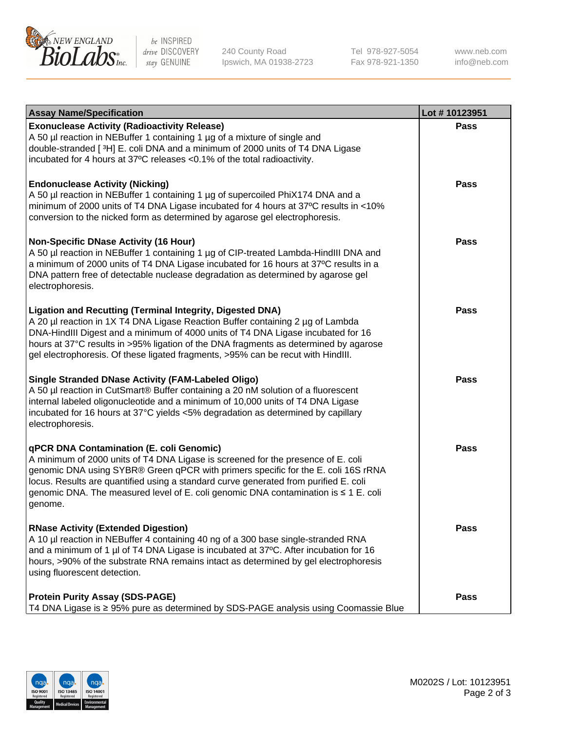| Assay Name/Specification | Lot # 10123951 |
|---|---|
| **Exonuclease Activity (Radioactivity Release)**<br>A 50 µl reaction in NEBuffer 1 containing 1 µg of a mixture of single and double-stranded [ $^3$H] E. coli DNA and a minimum of 2000 units of T4 DNA Ligase incubated for 4 hours at 37ºC releases <0.1% of the total radioactivity. | **Pass** |
| **Endonuclease Activity (Nicking)**<br>A 50 µl reaction in NEBuffer 1 containing 1 µg of supercoiled PhiX174 DNA and a minimum of 2000 units of T4 DNA Ligase incubated for 4 hours at 37ºC results in <10% conversion to the nicked form as determined by agarose gel electrophoresis. | **Pass** |
| **Non-Specific DNase Activity (16 Hour)**<br>A 50 µl reaction in NEBuffer 1 containing 1 µg of CIP-treated Lambda-HindIII DNA and a minimum of 2000 units of T4 DNA Ligase incubated for 16 hours at 37ºC results in a DNA pattern free of detectable nuclease degradation as determined by agarose gel electrophoresis. | **Pass** |
| **Ligation and Recutting (Terminal Integrity, Digested DNA)**<br>A 20 µl reaction in 1X T4 DNA Ligase Reaction Buffer containing 2 µg of Lambda DNA-HindIII Digest and a minimum of 4000 units of T4 DNA Ligase incubated for 16 hours at 37°C results in >95% ligation of the DNA fragments as determined by agarose gel electrophoresis. Of these ligated fragments, >95% can be recut with HindIII. | **Pass** |
| **Single Stranded DNase Activity (FAM-Labeled Oligo)**<br>A 50 µl reaction in CutSmart® Buffer containing a 20 nM solution of a fluorescent internal labeled oligonucleotide and a minimum of 10,000 units of T4 DNA Ligase incubated for 16 hours at 37°C yields <5% degradation as determined by capillary electrophoresis. | **Pass** |
| **qPCR DNA Contamination (E. coli Genomic)**<br>A minimum of 2000 units of T4 DNA Ligase is screened for the presence of E. coli genomic DNA using SYBR® Green qPCR with primers specific for the E. coli 16S rRNA locus. Results are quantified using a standard curve generated from purified E. coli genomic DNA. The measured level of E. coli genomic DNA contamination is ≤ 1 E. coli genome. | **Pass** |
| **RNase Activity (Extended Digestion)**<br>A 10 µl reaction in NEBuffer 4 containing 40 ng of a 300 base single-stranded RNA and a minimum of 1 µl of T4 DNA Ligase is incubated at 37ºC. After incubation for 16 hours, >90% of the substrate RNA remains intact as determined by gel electrophoresis using fluorescent detection. | **Pass** |
| **Protein Purity Assay (SDS-PAGE)**<br>T4 DNA Ligase is ≥ 95% pure as determined by SDS-PAGE analysis using Coomassie Blue | **Pass** |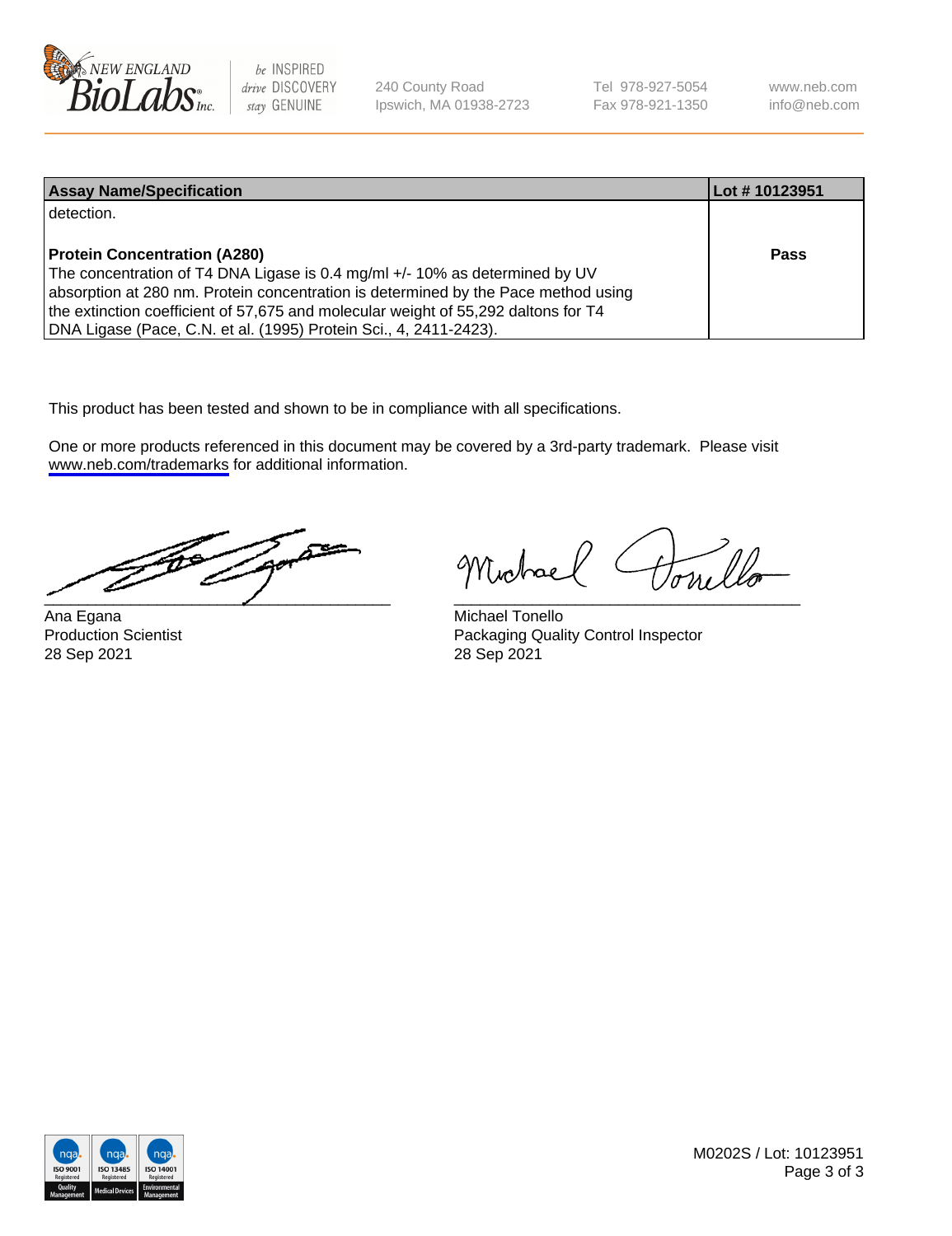| Assay Name/Specification | Lot # 10123951 |
| --- | --- |
| detection. | |
| **Protein Concentration (A280)**<br>The concentration of T4 DNA Ligase is 0.4 mg/ml +/- 10% as determined by UV absorption at 280 nm. Protein concentration is determined by the Pace method using the extinction coefficient of 57,675 and molecular weight of 55,292 daltons for T4 DNA Ligase (Pace, C.N. et al. (1995) Protein Sci., 4, 2411-2423). | **Pass** |

This product has been tested and shown to be in compliance with all specifications.

One or more products referenced in this document may be covered by a 3rd-party trademark. Please visit www.neb.com/trademarks for additional information.

Ana Egana
Production Scientist
28 Sep 2021

Michael Tonello
Packaging Quality Control Inspector
28 Sep 2021

M0202S / Lot: 10123951